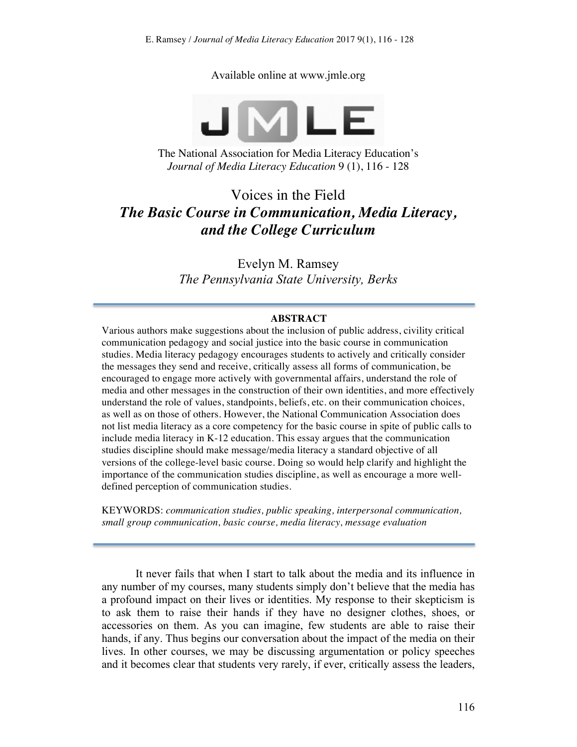Available online at www.jmle.org

The National Association for Media Literacy Education's
*Journal of Media Literacy Education* 9 (1), 116 - 128

# Voices in the Field
## *The Basic Course in Communication, Media Literacy, and the College Curriculum*

Evelyn M. Ramsey
*The Pennsylvania State University, Berks*

**ABSTRACT**

Various authors make suggestions about the inclusion of public address, civility critical communication pedagogy and social justice into the basic course in communication studies. Media literacy pedagogy encourages students to actively and critically consider the messages they send and receive, critically assess all forms of communication, be encouraged to engage more actively with governmental affairs, understand the role of media and other messages in the construction of their own identities, and more effectively understand the role of values, standpoints, beliefs, etc. on their communication choices, as well as on those of others. However, the National Communication Association does not list media literacy as a core competency for the basic course in spite of public calls to include media literacy in K-12 education. This essay argues that the communication studies discipline should make message/media literacy a standard objective of all versions of the college-level basic course. Doing so would help clarify and highlight the importance of the communication studies discipline, as well as encourage a more well-defined perception of communication studies.

KEYWORDS: *communication studies, public speaking, interpersonal communication, small group communication, basic course, media literacy, message evaluation*

It never fails that when I start to talk about the media and its influence in any number of my courses, many students simply don't believe that the media has a profound impact on their lives or identities. My response to their skepticism is to ask them to raise their hands if they have no designer clothes, shoes, or accessories on them. As you can imagine, few students are able to raise their hands, if any. Thus begins our conversation about the impact of the media on their lives. In other courses, we may be discussing argumentation or policy speeches and it becomes clear that students very rarely, if ever, critically assess the leaders,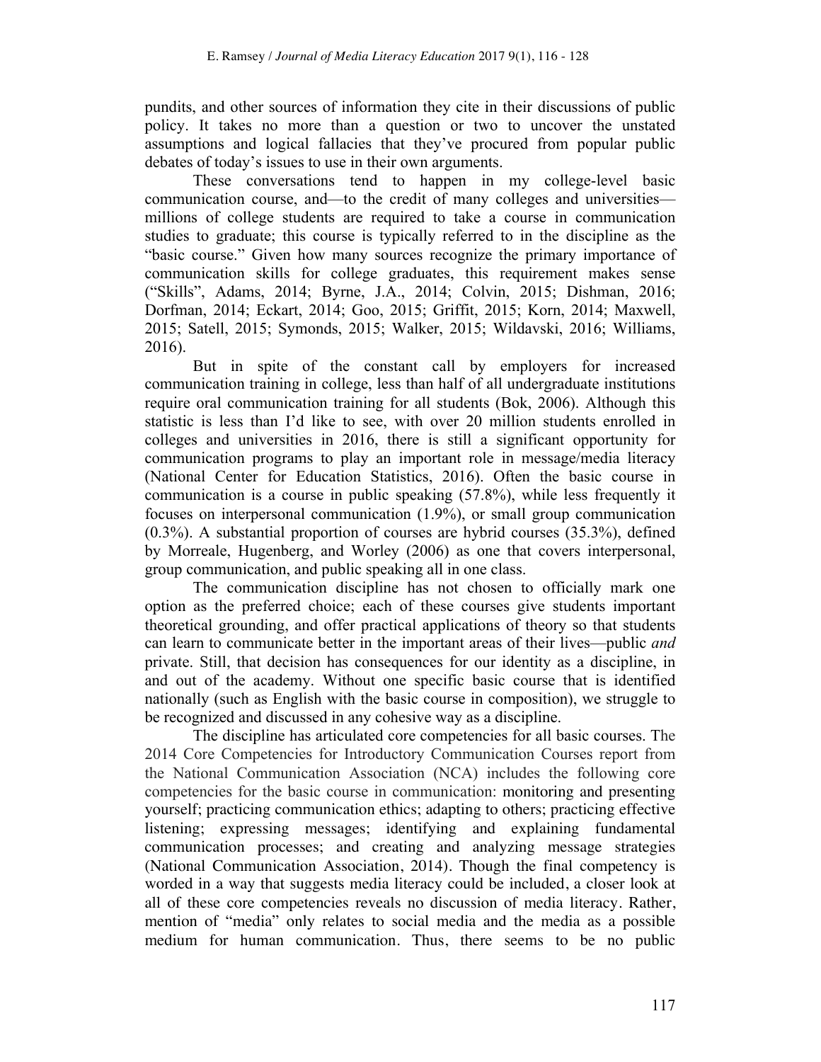pundits, and other sources of information they cite in their discussions of public policy. It takes no more than a question or two to uncover the unstated assumptions and logical fallacies that they've procured from popular public debates of today's issues to use in their own arguments.

These conversations tend to happen in my college-level basic communication course, and—to the credit of many colleges and universities—millions of college students are required to take a course in communication studies to graduate; this course is typically referred to in the discipline as the "basic course." Given how many sources recognize the primary importance of communication skills for college graduates, this requirement makes sense ("Skills", Adams, 2014; Byrne, J.A., 2014; Colvin, 2015; Dishman, 2016; Dorfman, 2014; Eckart, 2014; Goo, 2015; Griffit, 2015; Korn, 2014; Maxwell, 2015; Satell, 2015; Symonds, 2015; Walker, 2015; Wildavski, 2016; Williams, 2016).

But in spite of the constant call by employers for increased communication training in college, less than half of all undergraduate institutions require oral communication training for all students (Bok, 2006). Although this statistic is less than I'd like to see, with over 20 million students enrolled in colleges and universities in 2016, there is still a significant opportunity for communication programs to play an important role in message/media literacy (National Center for Education Statistics, 2016). Often the basic course in communication is a course in public speaking (57.8%), while less frequently it focuses on interpersonal communication (1.9%), or small group communication (0.3%). A substantial proportion of courses are hybrid courses (35.3%), defined by Morreale, Hugenberg, and Worley (2006) as one that covers interpersonal, group communication, and public speaking all in one class.

The communication discipline has not chosen to officially mark one option as the preferred choice; each of these courses give students important theoretical grounding, and offer practical applications of theory so that students can learn to communicate better in the important areas of their lives—public *and* private. Still, that decision has consequences for our identity as a discipline, in and out of the academy. Without one specific basic course that is identified nationally (such as English with the basic course in composition), we struggle to be recognized and discussed in any cohesive way as a discipline.

The discipline has articulated core competencies for all basic courses. The 2014 Core Competencies for Introductory Communication Courses report from the National Communication Association (NCA) includes the following core competencies for the basic course in communication: monitoring and presenting yourself; practicing communication ethics; adapting to others; practicing effective listening; expressing messages; identifying and explaining fundamental communication processes; and creating and analyzing message strategies (National Communication Association, 2014). Though the final competency is worded in a way that suggests media literacy could be included, a closer look at all of these core competencies reveals no discussion of media literacy. Rather, mention of "media" only relates to social media and the media as a possible medium for human communication. Thus, there seems to be no public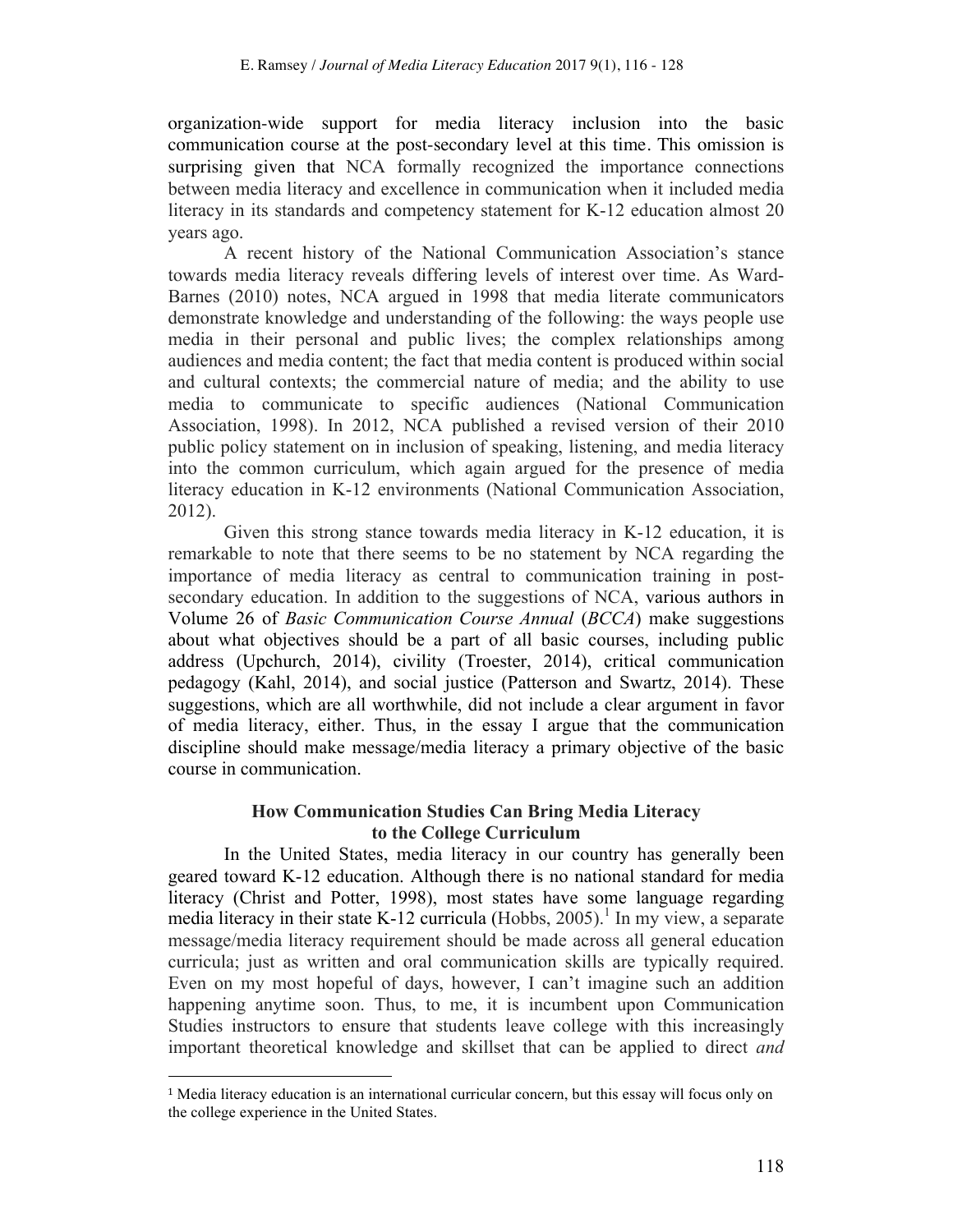organization-wide support for media literacy inclusion into the basic communication course at the post-secondary level at this time. This omission is surprising given that NCA formally recognized the importance connections between media literacy and excellence in communication when it included media literacy in its standards and competency statement for K-12 education almost 20 years ago.

A recent history of the National Communication Association's stance towards media literacy reveals differing levels of interest over time. As Ward-Barnes (2010) notes, NCA argued in 1998 that media literate communicators demonstrate knowledge and understanding of the following: the ways people use media in their personal and public lives; the complex relationships among audiences and media content; the fact that media content is produced within social and cultural contexts; the commercial nature of media; and the ability to use media to communicate to specific audiences (National Communication Association, 1998). In 2012, NCA published a revised version of their 2010 public policy statement on in inclusion of speaking, listening, and media literacy into the common curriculum, which again argued for the presence of media literacy education in K-12 environments (National Communication Association, 2012).

Given this strong stance towards media literacy in K-12 education, it is remarkable to note that there seems to be no statement by NCA regarding the importance of media literacy as central to communication training in post-secondary education. In addition to the suggestions of NCA, various authors in Volume 26 of *Basic Communication Course Annual* (*BCCA*) make suggestions about what objectives should be a part of all basic courses, including public address (Upchurch, 2014), civility (Troester, 2014), critical communication pedagogy (Kahl, 2014), and social justice (Patterson and Swartz, 2014). These suggestions, which are all worthwhile, did not include a clear argument in favor of media literacy, either. Thus, in the essay I argue that the communication discipline should make message/media literacy a primary objective of the basic course in communication.

## How Communication Studies Can Bring Media Literacy to the College Curriculum

In the United States, media literacy in our country has generally been geared toward K-12 education. Although there is no national standard for media literacy (Christ and Potter, 1998), most states have some language regarding media literacy in their state K-12 curricula (Hobbs, 2005).[1] In my view, a separate message/media literacy requirement should be made across all general education curricula; just as written and oral communication skills are typically required. Even on my most hopeful of days, however, I can't imagine such an addition happening anytime soon. Thus, to me, it is incumbent upon Communication Studies instructors to ensure that students leave college with this increasingly important theoretical knowledge and skillset that can be applied to direct *and*

[1] Media literacy education is an international curricular concern, but this essay will focus only on the college experience in the United States.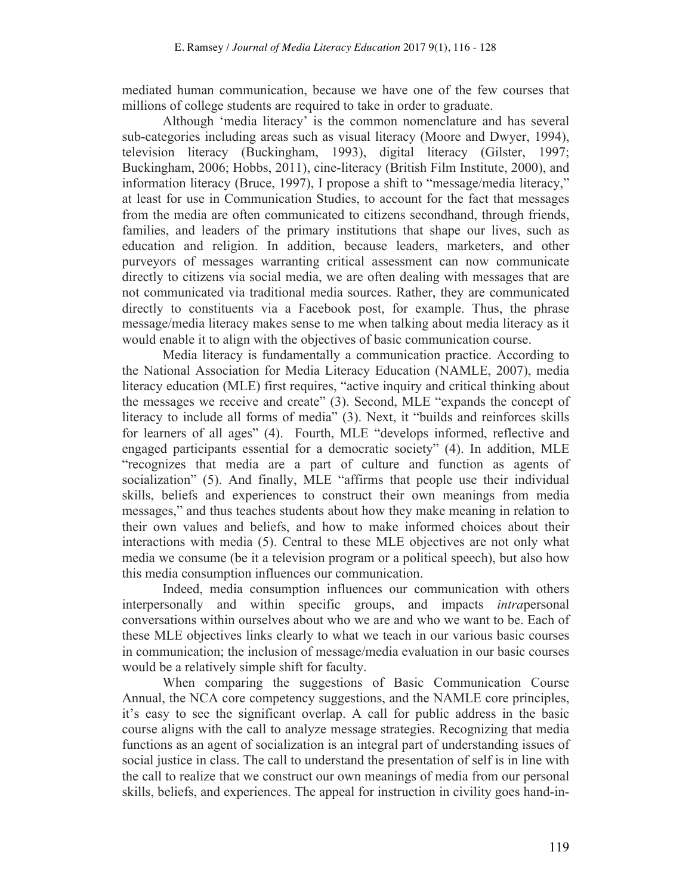mediated human communication, because we have one of the few courses that millions of college students are required to take in order to graduate.

Although 'media literacy' is the common nomenclature and has several sub-categories including areas such as visual literacy (Moore and Dwyer, 1994), television literacy (Buckingham, 1993), digital literacy (Gilster, 1997; Buckingham, 2006; Hobbs, 2011), cine-literacy (British Film Institute, 2000), and information literacy (Bruce, 1997), I propose a shift to "message/media literacy," at least for use in Communication Studies, to account for the fact that messages from the media are often communicated to citizens secondhand, through friends, families, and leaders of the primary institutions that shape our lives, such as education and religion. In addition, because leaders, marketers, and other purveyors of messages warranting critical assessment can now communicate directly to citizens via social media, we are often dealing with messages that are not communicated via traditional media sources. Rather, they are communicated directly to constituents via a Facebook post, for example. Thus, the phrase message/media literacy makes sense to me when talking about media literacy as it would enable it to align with the objectives of basic communication course.

Media literacy is fundamentally a communication practice. According to the National Association for Media Literacy Education (NAMLE, 2007), media literacy education (MLE) first requires, "active inquiry and critical thinking about the messages we receive and create" (3). Second, MLE "expands the concept of literacy to include all forms of media" (3). Next, it "builds and reinforces skills for learners of all ages" (4). Fourth, MLE "develops informed, reflective and engaged participants essential for a democratic society" (4). In addition, MLE "recognizes that media are a part of culture and function as agents of socialization" (5). And finally, MLE "affirms that people use their individual skills, beliefs and experiences to construct their own meanings from media messages," and thus teaches students about how they make meaning in relation to their own values and beliefs, and how to make informed choices about their interactions with media (5). Central to these MLE objectives are not only what media we consume (be it a television program or a political speech), but also how this media consumption influences our communication.

Indeed, media consumption influences our communication with others interpersonally and within specific groups, and impacts *intra*personal conversations within ourselves about who we are and who we want to be. Each of these MLE objectives links clearly to what we teach in our various basic courses in communication; the inclusion of message/media evaluation in our basic courses would be a relatively simple shift for faculty.

When comparing the suggestions of Basic Communication Course Annual, the NCA core competency suggestions, and the NAMLE core principles, it's easy to see the significant overlap. A call for public address in the basic course aligns with the call to analyze message strategies. Recognizing that media functions as an agent of socialization is an integral part of understanding issues of social justice in class. The call to understand the presentation of self is in line with the call to realize that we construct our own meanings of media from our personal skills, beliefs, and experiences. The appeal for instruction in civility goes hand-in-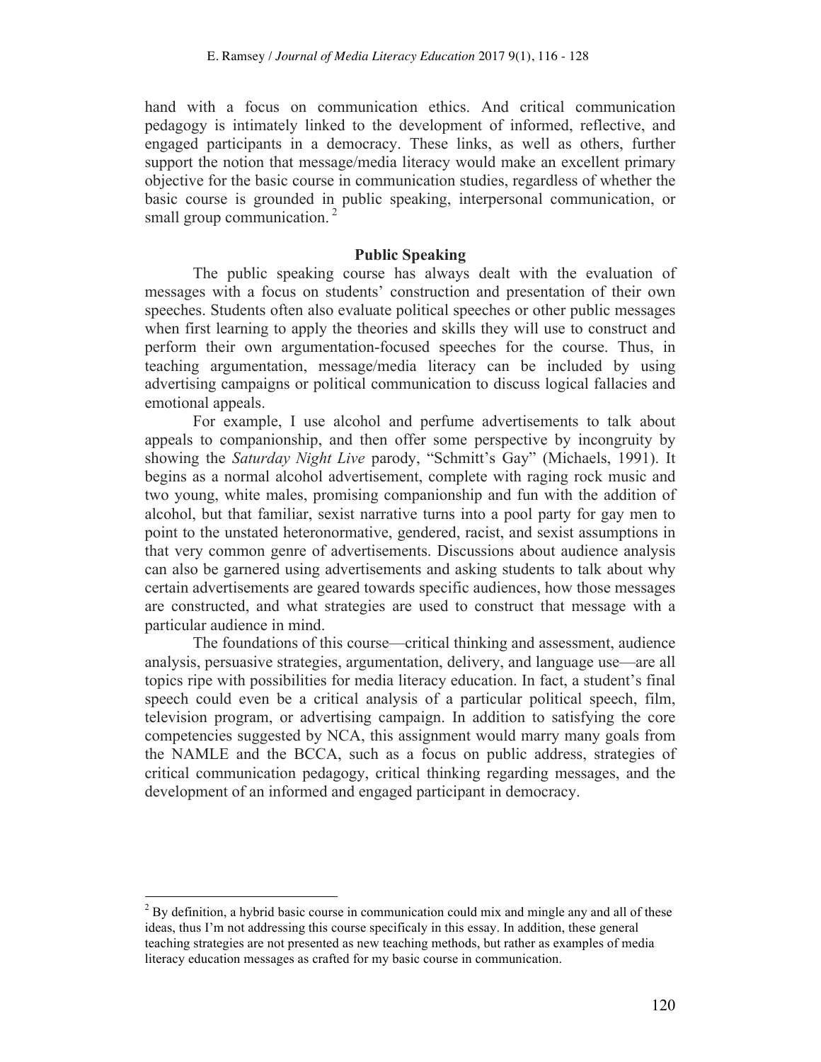hand with a focus on communication ethics. And critical communication pedagogy is intimately linked to the development of informed, reflective, and engaged participants in a democracy. These links, as well as others, further support the notion that message/media literacy would make an excellent primary objective for the basic course in communication studies, regardless of whether the basic course is grounded in public speaking, interpersonal communication, or small group communication. [2]

## Public Speaking

The public speaking course has always dealt with the evaluation of messages with a focus on students' construction and presentation of their own speeches. Students often also evaluate political speeches or other public messages when first learning to apply the theories and skills they will use to construct and perform their own argumentation-focused speeches for the course. Thus, in teaching argumentation, message/media literacy can be included by using advertising campaigns or political communication to discuss logical fallacies and emotional appeals.

For example, I use alcohol and perfume advertisements to talk about appeals to companionship, and then offer some perspective by incongruity by showing the *Saturday Night Live* parody, "Schmitt's Gay" (Michaels, 1991). It begins as a normal alcohol advertisement, complete with raging rock music and two young, white males, promising companionship and fun with the addition of alcohol, but that familiar, sexist narrative turns into a pool party for gay men to point to the unstated heteronormative, gendered, racist, and sexist assumptions in that very common genre of advertisements. Discussions about audience analysis can also be garnered using advertisements and asking students to talk about why certain advertisements are geared towards specific audiences, how those messages are constructed, and what strategies are used to construct that message with a particular audience in mind.

The foundations of this course—critical thinking and assessment, audience analysis, persuasive strategies, argumentation, delivery, and language use—are all topics ripe with possibilities for media literacy education. In fact, a student's final speech could even be a critical analysis of a particular political speech, film, television program, or advertising campaign. In addition to satisfying the core competencies suggested by NCA, this assignment would marry many goals from the NAMLE and the BCCA, such as a focus on public address, strategies of critical communication pedagogy, critical thinking regarding messages, and the development of an informed and engaged participant in democracy.

---

[2] By definition, a hybrid basic course in communication could mix and mingle any and all of these ideas, thus I'm not addressing this course specificaly in this essay. In addition, these general teaching strategies are not presented as new teaching methods, but rather as examples of media literacy education messages as crafted for my basic course in communication.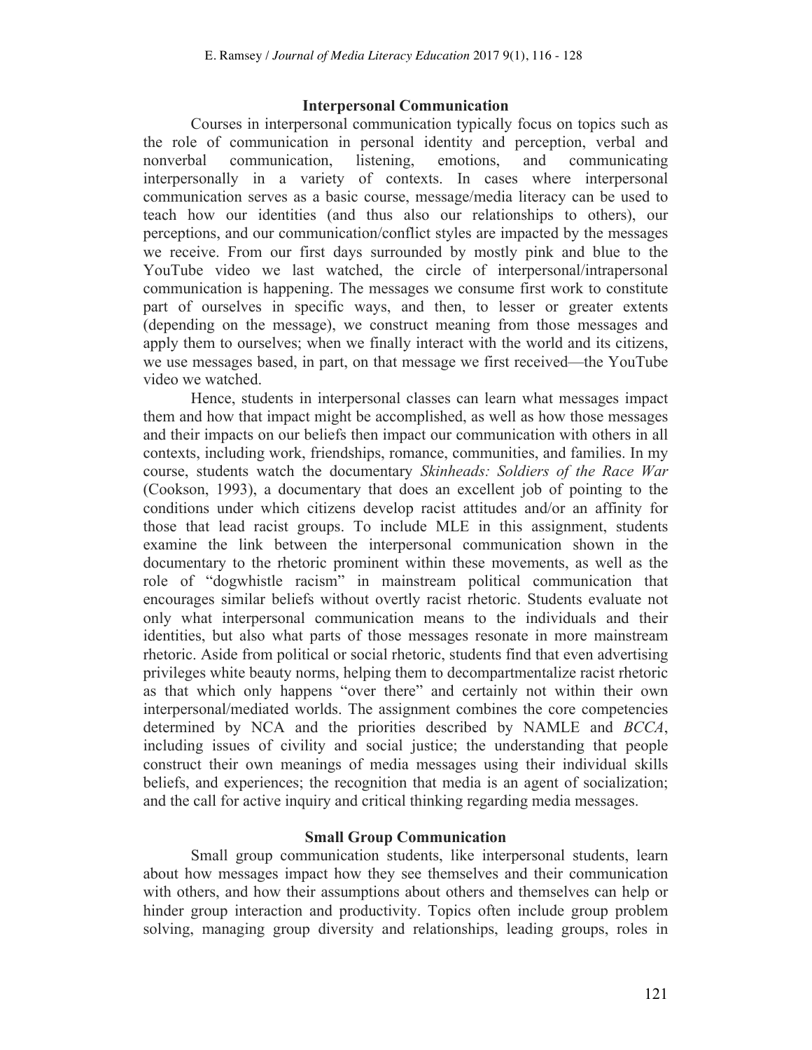## Interpersonal Communication

Courses in interpersonal communication typically focus on topics such as the role of communication in personal identity and perception, verbal and nonverbal communication, listening, emotions, and communicating interpersonally in a variety of contexts. In cases where interpersonal communication serves as a basic course, message/media literacy can be used to teach how our identities (and thus also our relationships to others), our perceptions, and our communication/conflict styles are impacted by the messages we receive. From our first days surrounded by mostly pink and blue to the YouTube video we last watched, the circle of interpersonal/intrapersonal communication is happening. The messages we consume first work to constitute part of ourselves in specific ways, and then, to lesser or greater extents (depending on the message), we construct meaning from those messages and apply them to ourselves; when we finally interact with the world and its citizens, we use messages based, in part, on that message we first received—the YouTube video we watched.

Hence, students in interpersonal classes can learn what messages impact them and how that impact might be accomplished, as well as how those messages and their impacts on our beliefs then impact our communication with others in all contexts, including work, friendships, romance, communities, and families. In my course, students watch the documentary *Skinheads: Soldiers of the Race War* (Cookson, 1993), a documentary that does an excellent job of pointing to the conditions under which citizens develop racist attitudes and/or an affinity for those that lead racist groups. To include MLE in this assignment, students examine the link between the interpersonal communication shown in the documentary to the rhetoric prominent within these movements, as well as the role of "dogwhistle racism" in mainstream political communication that encourages similar beliefs without overtly racist rhetoric. Students evaluate not only what interpersonal communication means to the individuals and their identities, but also what parts of those messages resonate in more mainstream rhetoric. Aside from political or social rhetoric, students find that even advertising privileges white beauty norms, helping them to decompartmentalize racist rhetoric as that which only happens "over there" and certainly not within their own interpersonal/mediated worlds. The assignment combines the core competencies determined by NCA and the priorities described by NAMLE and *BCCA*, including issues of civility and social justice; the understanding that people construct their own meanings of media messages using their individual skills beliefs, and experiences; the recognition that media is an agent of socialization; and the call for active inquiry and critical thinking regarding media messages.

## Small Group Communication

Small group communication students, like interpersonal students, learn about how messages impact how they see themselves and their communication with others, and how their assumptions about others and themselves can help or hinder group interaction and productivity. Topics often include group problem solving, managing group diversity and relationships, leading groups, roles in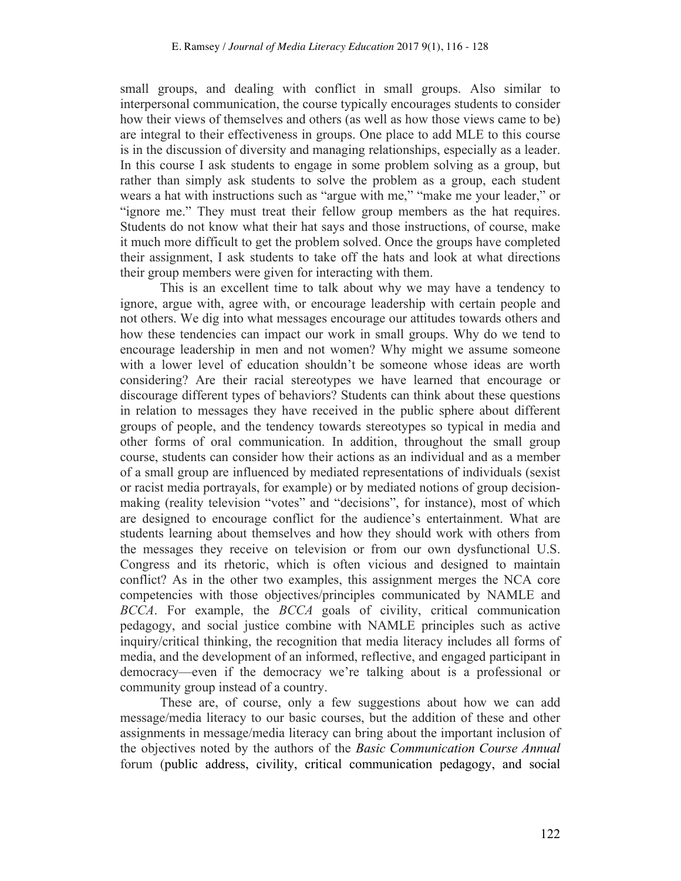small groups, and dealing with conflict in small groups. Also similar to interpersonal communication, the course typically encourages students to consider how their views of themselves and others (as well as how those views came to be) are integral to their effectiveness in groups. One place to add MLE to this course is in the discussion of diversity and managing relationships, especially as a leader. In this course I ask students to engage in some problem solving as a group, but rather than simply ask students to solve the problem as a group, each student wears a hat with instructions such as "argue with me," "make me your leader," or "ignore me." They must treat their fellow group members as the hat requires. Students do not know what their hat says and those instructions, of course, make it much more difficult to get the problem solved. Once the groups have completed their assignment, I ask students to take off the hats and look at what directions their group members were given for interacting with them.

This is an excellent time to talk about why we may have a tendency to ignore, argue with, agree with, or encourage leadership with certain people and not others. We dig into what messages encourage our attitudes towards others and how these tendencies can impact our work in small groups. Why do we tend to encourage leadership in men and not women? Why might we assume someone with a lower level of education shouldn't be someone whose ideas are worth considering? Are their racial stereotypes we have learned that encourage or discourage different types of behaviors? Students can think about these questions in relation to messages they have received in the public sphere about different groups of people, and the tendency towards stereotypes so typical in media and other forms of oral communication. In addition, throughout the small group course, students can consider how their actions as an individual and as a member of a small group are influenced by mediated representations of individuals (sexist or racist media portrayals, for example) or by mediated notions of group decision-making (reality television "votes" and "decisions", for instance), most of which are designed to encourage conflict for the audience's entertainment. What are students learning about themselves and how they should work with others from the messages they receive on television or from our own dysfunctional U.S. Congress and its rhetoric, which is often vicious and designed to maintain conflict? As in the other two examples, this assignment merges the NCA core competencies with those objectives/principles communicated by NAMLE and *BCCA*. For example, the *BCCA* goals of civility, critical communication pedagogy, and social justice combine with NAMLE principles such as active inquiry/critical thinking, the recognition that media literacy includes all forms of media, and the development of an informed, reflective, and engaged participant in democracy—even if the democracy we're talking about is a professional or community group instead of a country.

These are, of course, only a few suggestions about how we can add message/media literacy to our basic courses, but the addition of these and other assignments in message/media literacy can bring about the important inclusion of the objectives noted by the authors of the *Basic Communication Course Annual* forum (public address, civility, critical communication pedagogy, and social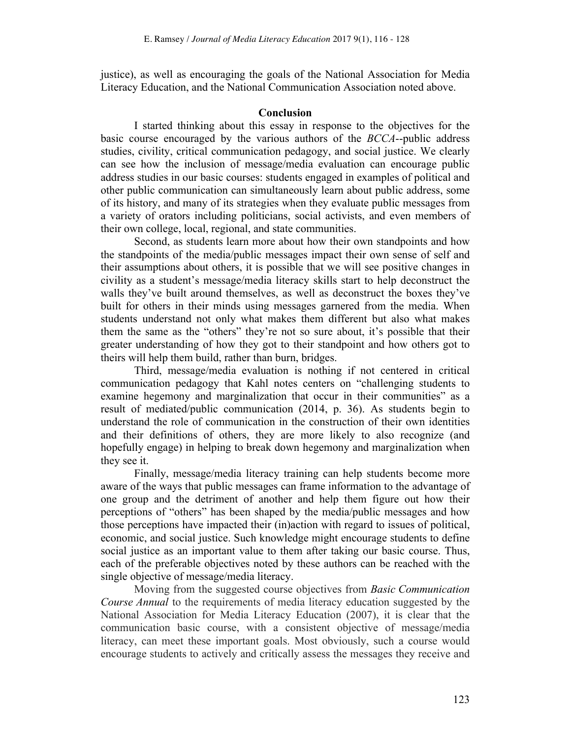justice), as well as encouraging the goals of the National Association for Media Literacy Education, and the National Communication Association noted above.

## Conclusion

I started thinking about this essay in response to the objectives for the basic course encouraged by the various authors of the *BCCA*--public address studies, civility, critical communication pedagogy, and social justice. We clearly can see how the inclusion of message/media evaluation can encourage public address studies in our basic courses: students engaged in examples of political and other public communication can simultaneously learn about public address, some of its history, and many of its strategies when they evaluate public messages from a variety of orators including politicians, social activists, and even members of their own college, local, regional, and state communities.

Second, as students learn more about how their own standpoints and how the standpoints of the media/public messages impact their own sense of self and their assumptions about others, it is possible that we will see positive changes in civility as a student's message/media literacy skills start to help deconstruct the walls they've built around themselves, as well as deconstruct the boxes they've built for others in their minds using messages garnered from the media. When students understand not only what makes them different but also what makes them the same as the "others" they're not so sure about, it's possible that their greater understanding of how they got to their standpoint and how others got to theirs will help them build, rather than burn, bridges.

Third, message/media evaluation is nothing if not centered in critical communication pedagogy that Kahl notes centers on "challenging students to examine hegemony and marginalization that occur in their communities" as a result of mediated/public communication (2014, p. 36). As students begin to understand the role of communication in the construction of their own identities and their definitions of others, they are more likely to also recognize (and hopefully engage) in helping to break down hegemony and marginalization when they see it.

Finally, message/media literacy training can help students become more aware of the ways that public messages can frame information to the advantage of one group and the detriment of another and help them figure out how their perceptions of "others" has been shaped by the media/public messages and how those perceptions have impacted their (in)action with regard to issues of political, economic, and social justice. Such knowledge might encourage students to define social justice as an important value to them after taking our basic course. Thus, each of the preferable objectives noted by these authors can be reached with the single objective of message/media literacy.

Moving from the suggested course objectives from *Basic Communication Course Annual* to the requirements of media literacy education suggested by the National Association for Media Literacy Education (2007), it is clear that the communication basic course, with a consistent objective of message/media literacy, can meet these important goals. Most obviously, such a course would encourage students to actively and critically assess the messages they receive and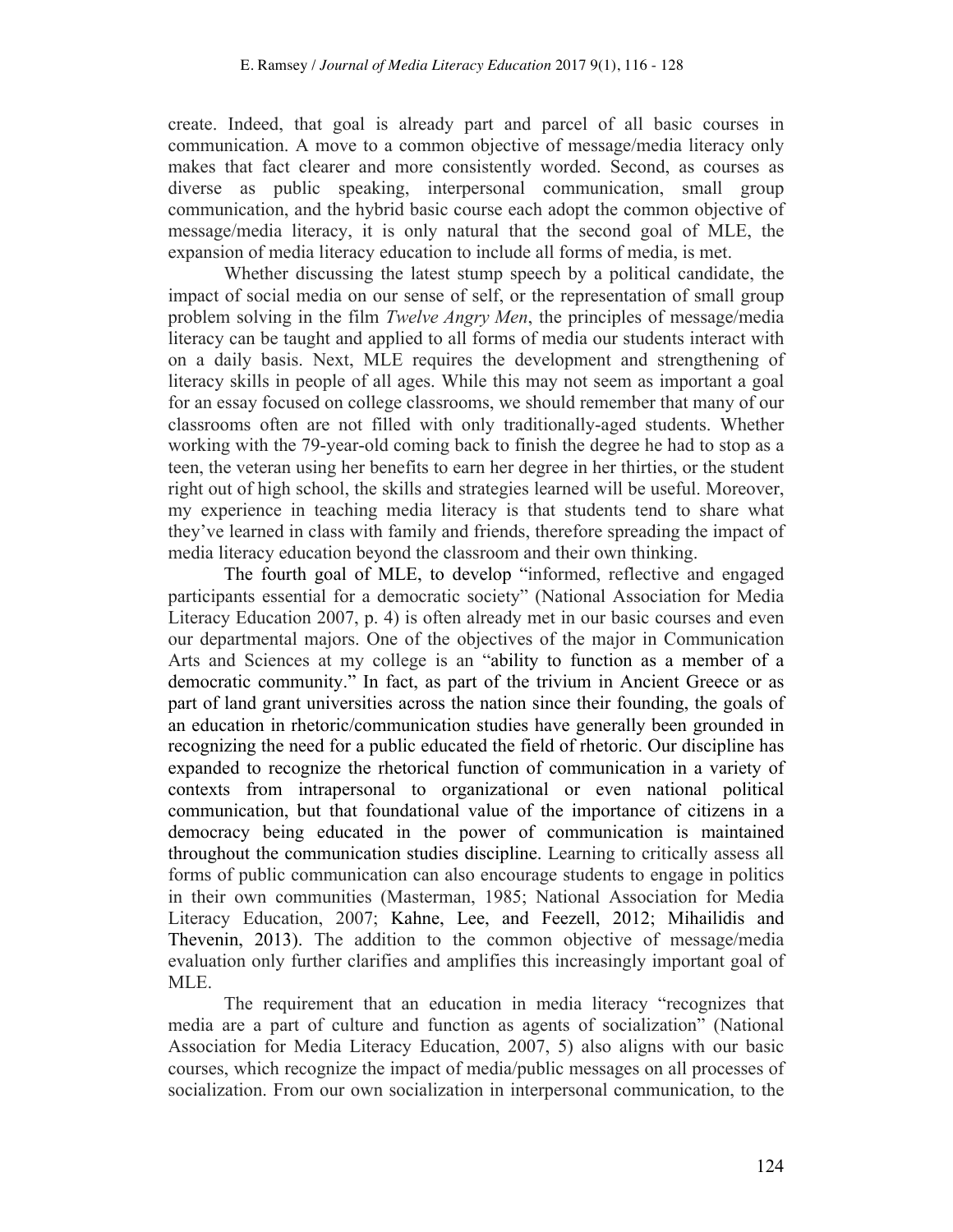create. Indeed, that goal is already part and parcel of all basic courses in communication. A move to a common objective of message/media literacy only makes that fact clearer and more consistently worded. Second, as courses as diverse as public speaking, interpersonal communication, small group communication, and the hybrid basic course each adopt the common objective of message/media literacy, it is only natural that the second goal of MLE, the expansion of media literacy education to include all forms of media, is met.

Whether discussing the latest stump speech by a political candidate, the impact of social media on our sense of self, or the representation of small group problem solving in the film *Twelve Angry Men*, the principles of message/media literacy can be taught and applied to all forms of media our students interact with on a daily basis. Next, MLE requires the development and strengthening of literacy skills in people of all ages. While this may not seem as important a goal for an essay focused on college classrooms, we should remember that many of our classrooms often are not filled with only traditionally-aged students. Whether working with the 79-year-old coming back to finish the degree he had to stop as a teen, the veteran using her benefits to earn her degree in her thirties, or the student right out of high school, the skills and strategies learned will be useful. Moreover, my experience in teaching media literacy is that students tend to share what they've learned in class with family and friends, therefore spreading the impact of media literacy education beyond the classroom and their own thinking.

The fourth goal of MLE, to develop "informed, reflective and engaged participants essential for a democratic society" (National Association for Media Literacy Education 2007, p. 4) is often already met in our basic courses and even our departmental majors. One of the objectives of the major in Communication Arts and Sciences at my college is an "ability to function as a member of a democratic community." In fact, as part of the trivium in Ancient Greece or as part of land grant universities across the nation since their founding, the goals of an education in rhetoric/communication studies have generally been grounded in recognizing the need for a public educated the field of rhetoric. Our discipline has expanded to recognize the rhetorical function of communication in a variety of contexts from intrapersonal to organizational or even national political communication, but that foundational value of the importance of citizens in a democracy being educated in the power of communication is maintained throughout the communication studies discipline. Learning to critically assess all forms of public communication can also encourage students to engage in politics in their own communities (Masterman, 1985; National Association for Media Literacy Education, 2007; Kahne, Lee, and Feezell, 2012; Mihailidis and Thevenin, 2013). The addition to the common objective of message/media evaluation only further clarifies and amplifies this increasingly important goal of MLE.

The requirement that an education in media literacy "recognizes that media are a part of culture and function as agents of socialization" (National Association for Media Literacy Education, 2007, 5) also aligns with our basic courses, which recognize the impact of media/public messages on all processes of socialization. From our own socialization in interpersonal communication, to the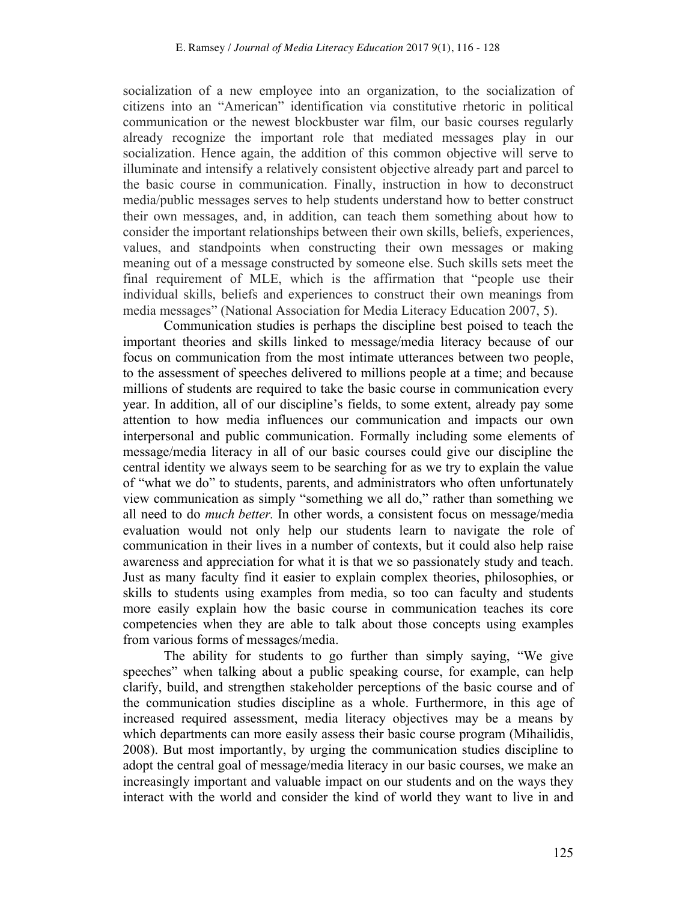socialization of a new employee into an organization, to the socialization of citizens into an "American" identification via constitutive rhetoric in political communication or the newest blockbuster war film, our basic courses regularly already recognize the important role that mediated messages play in our socialization. Hence again, the addition of this common objective will serve to illuminate and intensify a relatively consistent objective already part and parcel to the basic course in communication. Finally, instruction in how to deconstruct media/public messages serves to help students understand how to better construct their own messages, and, in addition, can teach them something about how to consider the important relationships between their own skills, beliefs, experiences, values, and standpoints when constructing their own messages or making meaning out of a message constructed by someone else. Such skills sets meet the final requirement of MLE, which is the affirmation that "people use their individual skills, beliefs and experiences to construct their own meanings from media messages" (National Association for Media Literacy Education 2007, 5).

Communication studies is perhaps the discipline best poised to teach the important theories and skills linked to message/media literacy because of our focus on communication from the most intimate utterances between two people, to the assessment of speeches delivered to millions people at a time; and because millions of students are required to take the basic course in communication every year. In addition, all of our discipline's fields, to some extent, already pay some attention to how media influences our communication and impacts our own interpersonal and public communication. Formally including some elements of message/media literacy in all of our basic courses could give our discipline the central identity we always seem to be searching for as we try to explain the value of "what we do" to students, parents, and administrators who often unfortunately view communication as simply "something we all do," rather than something we all need to do *much better.* In other words, a consistent focus on message/media evaluation would not only help our students learn to navigate the role of communication in their lives in a number of contexts, but it could also help raise awareness and appreciation for what it is that we so passionately study and teach. Just as many faculty find it easier to explain complex theories, philosophies, or skills to students using examples from media, so too can faculty and students more easily explain how the basic course in communication teaches its core competencies when they are able to talk about those concepts using examples from various forms of messages/media.

The ability for students to go further than simply saying, "We give speeches" when talking about a public speaking course, for example, can help clarify, build, and strengthen stakeholder perceptions of the basic course and of the communication studies discipline as a whole. Furthermore, in this age of increased required assessment, media literacy objectives may be a means by which departments can more easily assess their basic course program (Mihailidis, 2008). But most importantly, by urging the communication studies discipline to adopt the central goal of message/media literacy in our basic courses, we make an increasingly important and valuable impact on our students and on the ways they interact with the world and consider the kind of world they want to live in and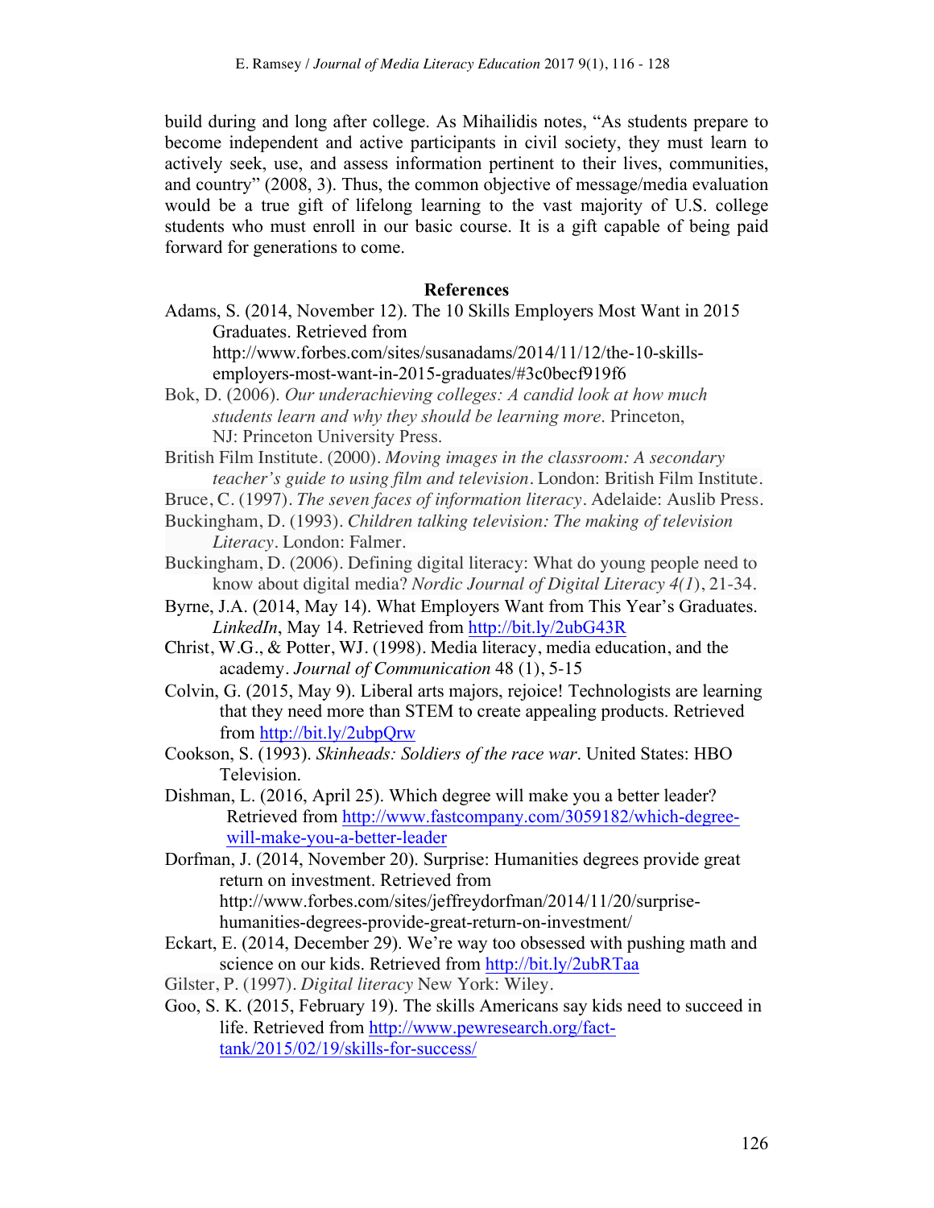build during and long after college. As Mihailidis notes, "As students prepare to become independent and active participants in civil society, they must learn to actively seek, use, and assess information pertinent to their lives, communities, and country" (2008, 3). Thus, the common objective of message/media evaluation would be a true gift of lifelong learning to the vast majority of U.S. college students who must enroll in our basic course. It is a gift capable of being paid forward for generations to come.

## References

Adams, S. (2014, November 12). The 10 Skills Employers Most Want in 2015 Graduates. Retrieved from http://www.forbes.com/sites/susanadams/2014/11/12/the-10-skills-employers-most-want-in-2015-graduates/#3c0becf919f6

Bok, D. (2006). *Our underachieving colleges: A candid look at how much students learn and why they should be learning more*. Princeton, NJ: Princeton University Press.

British Film Institute. (2000). *Moving images in the classroom: A secondary teacher's guide to using film and television*. London: British Film Institute.

Bruce, C. (1997). *The seven faces of information literacy*. Adelaide: Auslib Press.

Buckingham, D. (1993). *Children talking television: The making of television Literacy*. London: Falmer.

Buckingham, D. (2006). Defining digital literacy: What do young people need to know about digital media? *Nordic Journal of Digital Literacy 4(1)*, 21-34.

Byrne, J.A. (2014, May 14). What Employers Want from This Year's Graduates. *LinkedIn*, May 14. Retrieved from http://bit.ly/2ubG43R

Christ, W.G., & Potter, WJ. (1998). Media literacy, media education, and the academy. *Journal of Communication* 48 (1), 5-15

Colvin, G. (2015, May 9). Liberal arts majors, rejoice! Technologists are learning that they need more than STEM to create appealing products. Retrieved from http://bit.ly/2ubpQrw

Cookson, S. (1993). *Skinheads: Soldiers of the race war*. United States: HBO Television.

Dishman, L. (2016, April 25). Which degree will make you a better leader? Retrieved from http://www.fastcompany.com/3059182/which-degree-will-make-you-a-better-leader

Dorfman, J. (2014, November 20). Surprise: Humanities degrees provide great return on investment. Retrieved from http://www.forbes.com/sites/jeffreydorfman/2014/11/20/surprise-humanities-degrees-provide-great-return-on-investment/

Eckart, E. (2014, December 29). We're way too obsessed with pushing math and science on our kids. Retrieved from http://bit.ly/2ubRTaa

Gilster, P. (1997). *Digital literacy* New York: Wiley.

Goo, S. K. (2015, February 19). The skills Americans say kids need to succeed in life. Retrieved from http://www.pewresearch.org/fact-tank/2015/02/19/skills-for-success/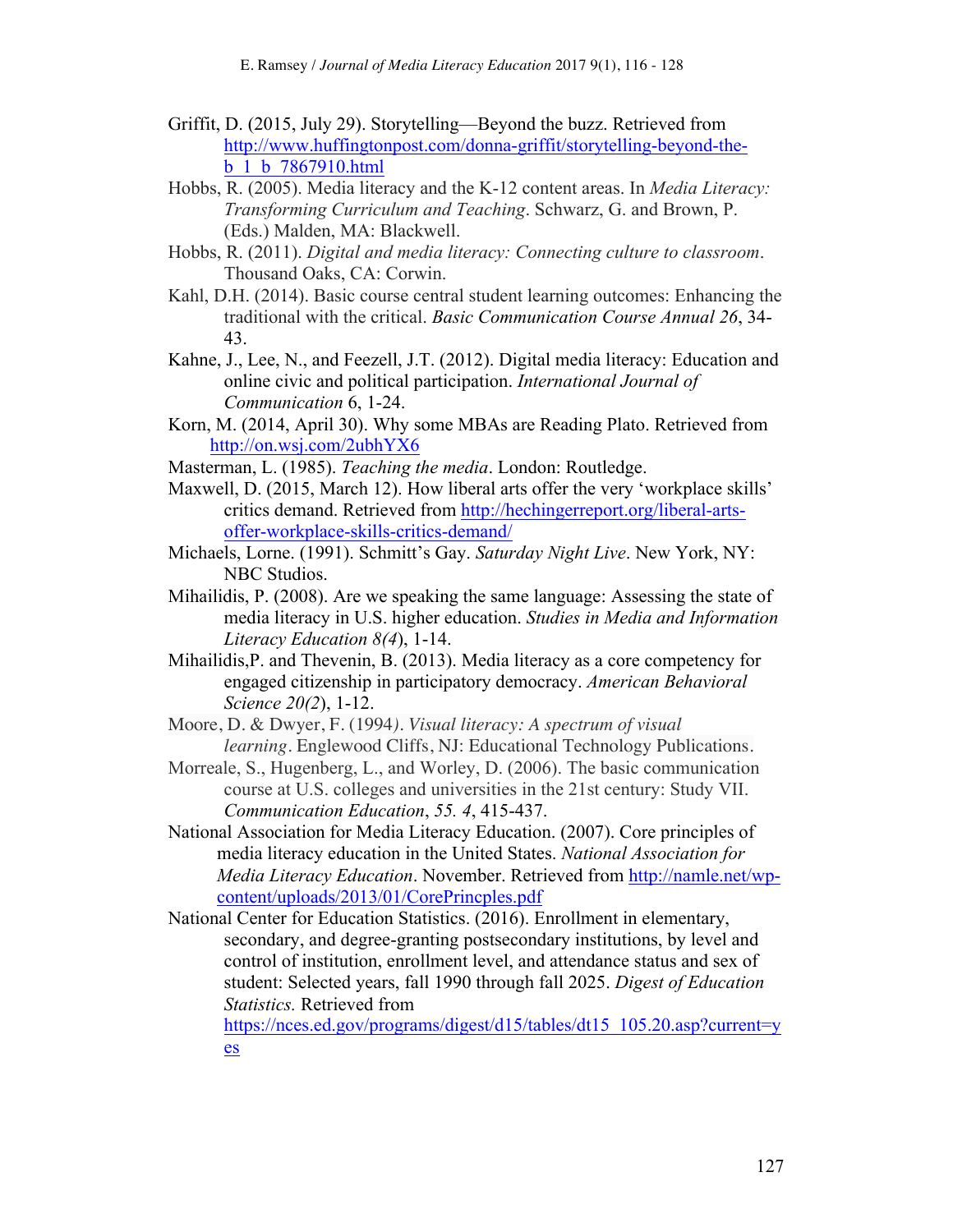Griffit, D. (2015, July 29). Storytelling—Beyond the buzz. Retrieved from http://www.huffingtonpost.com/donna-griffit/storytelling-beyond-the-b_1_b_7867910.html

Hobbs, R. (2005). Media literacy and the K-12 content areas. In *Media Literacy: Transforming Curriculum and Teaching*. Schwarz, G. and Brown, P. (Eds.) Malden, MA: Blackwell.

Hobbs, R. (2011). *Digital and media literacy: Connecting culture to classroom*. Thousand Oaks, CA: Corwin.

Kahl, D.H. (2014). Basic course central student learning outcomes: Enhancing the traditional with the critical. *Basic Communication Course Annual 26*, 34-43.

Kahne, J., Lee, N., and Feezell, J.T. (2012). Digital media literacy: Education and online civic and political participation. *International Journal of Communication* 6, 1-24.

Korn, M. (2014, April 30). Why some MBAs are Reading Plato. Retrieved from http://on.wsj.com/2ubhYX6

Masterman, L. (1985). *Teaching the media*. London: Routledge.

Maxwell, D. (2015, March 12). How liberal arts offer the very 'workplace skills' critics demand. Retrieved from http://hechingerreport.org/liberal-arts-offer-workplace-skills-critics-demand/

Michaels, Lorne. (1991). Schmitt's Gay. *Saturday Night Live*. New York, NY: NBC Studios.

Mihailidis, P. (2008). Are we speaking the same language: Assessing the state of media literacy in U.S. higher education. *Studies in Media and Information Literacy Education 8(4*), 1-14.

Mihailidis,P. and Thevenin, B. (2013). Media literacy as a core competency for engaged citizenship in participatory democracy. *American Behavioral Science 20(2*), 1-12.

Moore, D. & Dwyer, F. (1994*). Visual literacy: A spectrum of visual learning*. Englewood Cliffs, NJ: Educational Technology Publications.

Morreale, S., Hugenberg, L., and Worley, D. (2006). The basic communication course at U.S. colleges and universities in the 21st century: Study VII. *Communication Education*, *55. 4*, 415-437.

National Association for Media Literacy Education. (2007). Core principles of media literacy education in the United States. *National Association for Media Literacy Education*. November. Retrieved from http://namle.net/wp-content/uploads/2013/01/CorePrincples.pdf

National Center for Education Statistics. (2016). Enrollment in elementary, secondary, and degree-granting postsecondary institutions, by level and control of institution, enrollment level, and attendance status and sex of student: Selected years, fall 1990 through fall 2025. *Digest of Education Statistics.* Retrieved from https://nces.ed.gov/programs/digest/d15/tables/dt15_105.20.asp?current=yes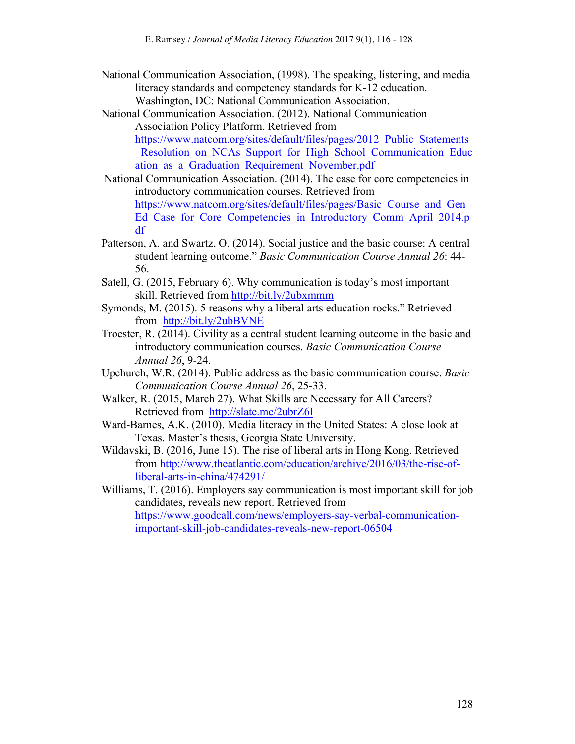National Communication Association, (1998). The speaking, listening, and media literacy standards and competency standards for K-12 education. Washington, DC: National Communication Association.

National Communication Association. (2012). National Communication Association Policy Platform. Retrieved from https://www.natcom.org/sites/default/files/pages/2012_Public_Statements_Resolution_on_NCAs_Support_for_High_School_Communication_Education_as_a_Graduation_Requirement_November.pdf

National Communication Association. (2014). The case for core competencies in introductory communication courses. Retrieved from https://www.natcom.org/sites/default/files/pages/Basic_Course_and_Gen_Ed_Case_for_Core_Competencies_in_Introductory_Comm_April_2014.pdf

Patterson, A. and Swartz, O. (2014). Social justice and the basic course: A central student learning outcome." *Basic Communication Course Annual 26*: 44-56.

Satell, G. (2015, February 6). Why communication is today's most important skill. Retrieved from http://bit.ly/2ubxmmm

Symonds, M. (2015). 5 reasons why a liberal arts education rocks." Retrieved from http://bit.ly/2ubBVNE

Troester, R. (2014). Civility as a central student learning outcome in the basic and introductory communication courses. *Basic Communication Course Annual 26*, 9-24.

Upchurch, W.R. (2014). Public address as the basic communication course. *Basic Communication Course Annual 26*, 25-33.

Walker, R. (2015, March 27). What Skills are Necessary for All Careers? Retrieved from http://slate.me/2ubrZ6I

Ward-Barnes, A.K. (2010). Media literacy in the United States: A close look at Texas. Master's thesis, Georgia State University.

Wildavski, B. (2016, June 15). The rise of liberal arts in Hong Kong. Retrieved from http://www.theatlantic.com/education/archive/2016/03/the-rise-of-liberal-arts-in-china/474291/

Williams, T. (2016). Employers say communication is most important skill for job candidates, reveals new report. Retrieved from https://www.goodcall.com/news/employers-say-verbal-communication-important-skill-job-candidates-reveals-new-report-06504